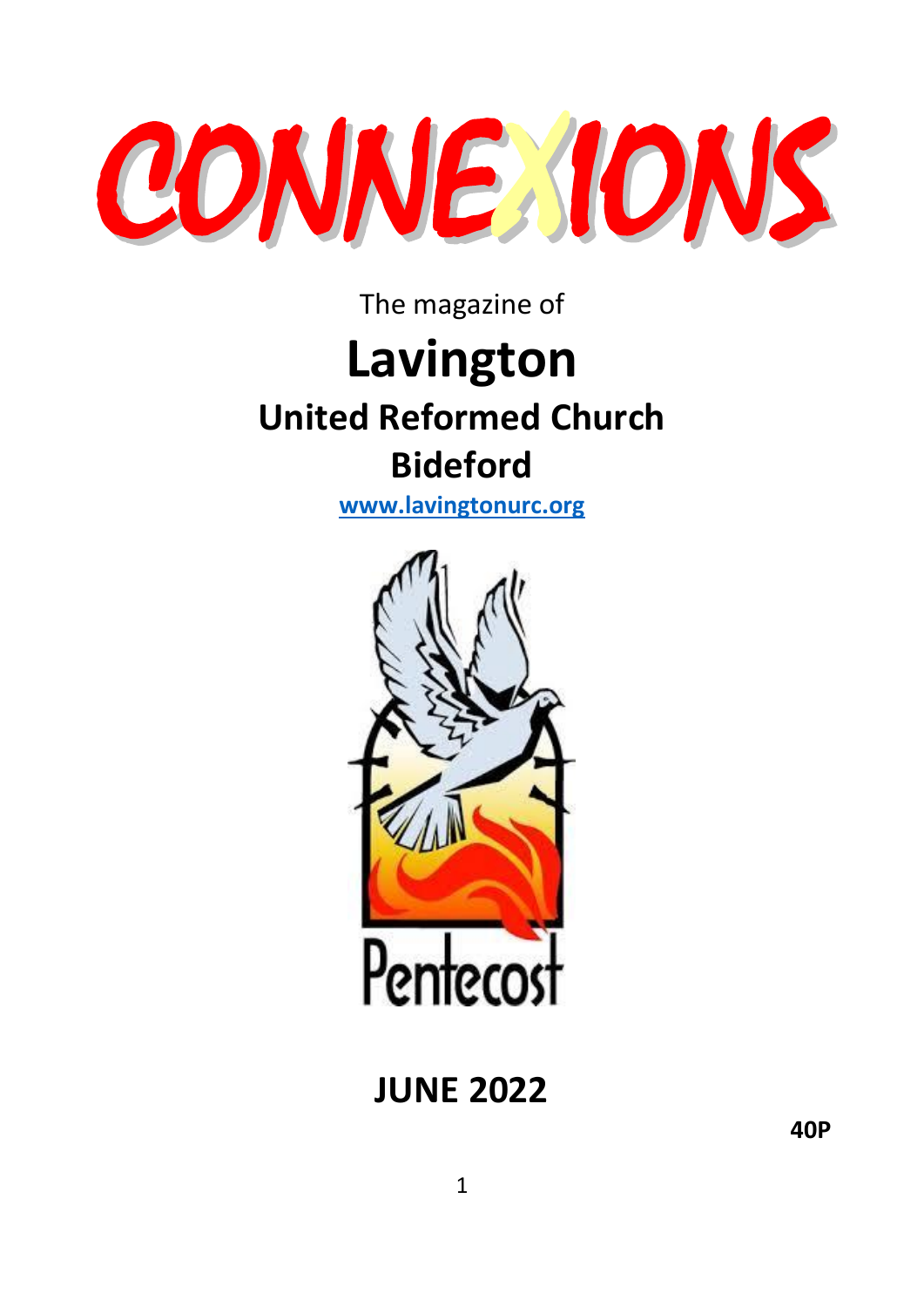# CONNEXIONS

The magazine of

# Lavington

## United Reformed Church

## Bideford

[www.lavingtonurc.org](http://www.lavingtonurc.org)

Pentecost

## JUNE 2022

**40P**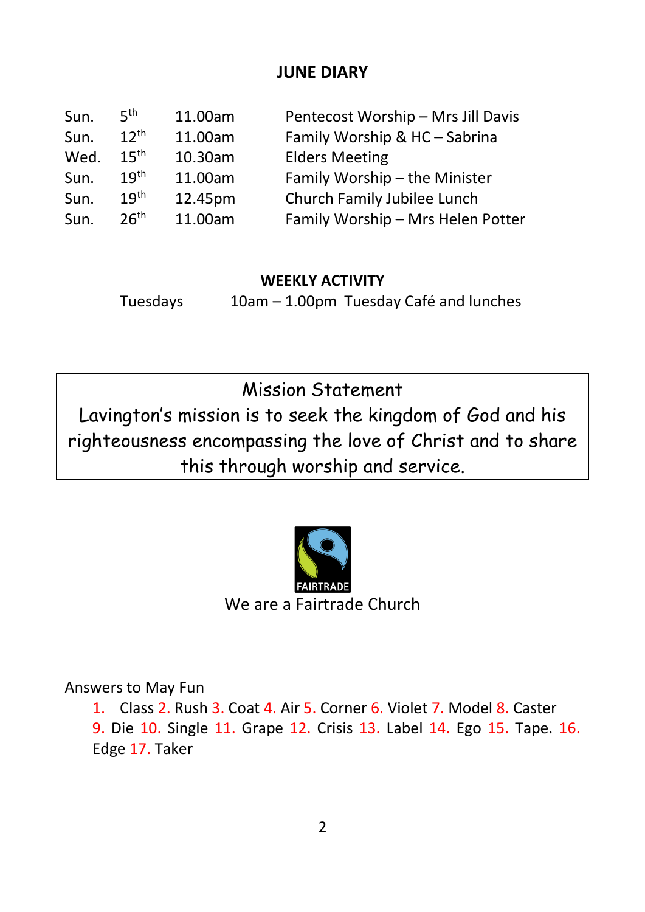## JUNE DIARY

| | | | |
|---|---|---|---|
| Sun. | 5th | 11.00am | Pentecost Worship – Mrs Jill Davis |
| Sun. | 12th | 11.00am | Family Worship & HC – Sabrina |
| Wed. | 15th | 10.30am | Elders Meeting |
| Sun. | 19th | 11.00am | Family Worship – the Minister |
| Sun. | 19th | 12.45pm | Church Family Jubilee Lunch |
| Sun. | 26th | 11.00am | Family Worship – Mrs Helen Potter |

## WEEKLY ACTIVITY

Tuesdays 10am – 1.00pm Tuesday Café and lunches

Mission Statement

Lavington's mission is to seek the kingdom of God and his righteousness encompassing the love of Christ and to share this through worship and service.

FAIRTRADE

We are a Fairtrade Church

Answers to May Fun

1. Class 2. Rush 3. Coat 4. Air 5. Corner 6. Violet 7. Model 8. Caster 9. Die 10. Single 11. Grape 12. Crisis 13. Label 14. Ego 15. Tape. 16. Edge 17. Taker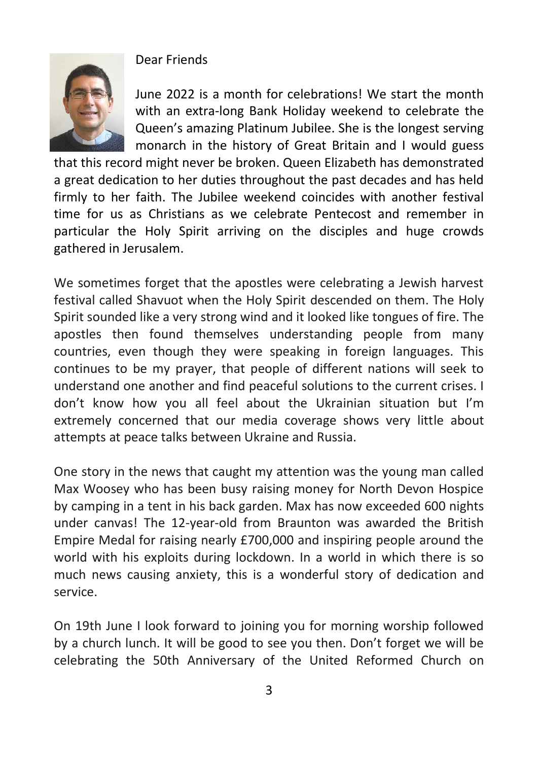Dear Friends

June 2022 is a month for celebrations! We start the month with an extra-long Bank Holiday weekend to celebrate the Queen's amazing Platinum Jubilee. She is the longest serving monarch in the history of Great Britain and I would guess that this record might never be broken. Queen Elizabeth has demonstrated a great dedication to her duties throughout the past decades and has held firmly to her faith. The Jubilee weekend coincides with another festival time for us as Christians as we celebrate Pentecost and remember in particular the Holy Spirit arriving on the disciples and huge crowds gathered in Jerusalem.

We sometimes forget that the apostles were celebrating a Jewish harvest festival called Shavuot when the Holy Spirit descended on them. The Holy Spirit sounded like a very strong wind and it looked like tongues of fire. The apostles then found themselves understanding people from many countries, even though they were speaking in foreign languages. This continues to be my prayer, that people of different nations will seek to understand one another and find peaceful solutions to the current crises. I don't know how you all feel about the Ukrainian situation but I'm extremely concerned that our media coverage shows very little about attempts at peace talks between Ukraine and Russia.

One story in the news that caught my attention was the young man called Max Woosey who has been busy raising money for North Devon Hospice by camping in a tent in his back garden. Max has now exceeded 600 nights under canvas! The 12-year-old from Braunton was awarded the British Empire Medal for raising nearly £700,000 and inspiring people around the world with his exploits during lockdown. In a world in which there is so much news causing anxiety, this is a wonderful story of dedication and service.

On 19th June I look forward to joining you for morning worship followed by a church lunch. It will be good to see you then. Don't forget we will be celebrating the 50th Anniversary of the United Reformed Church on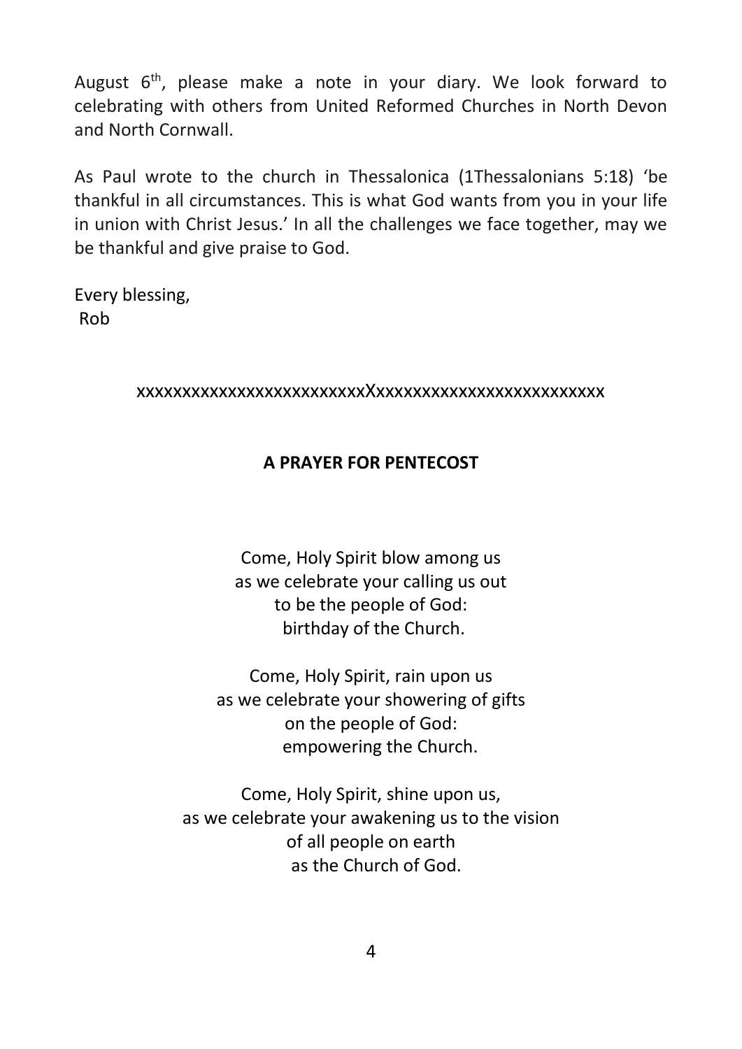August 6th, please make a note in your diary. We look forward to celebrating with others from United Reformed Churches in North Devon and North Cornwall.

As Paul wrote to the church in Thessalonica (1Thessalonians 5:18) 'be thankful in all circumstances. This is what God wants from you in your life in union with Christ Jesus.' In all the challenges we face together, may we be thankful and give praise to God.

Every blessing,
Rob

xxxxxxxxxxxxxxxxxxxxxxxxxXxxxxxxxxxxxxxxxxxxxxxxxxx

**A PRAYER FOR PENTECOST**

Come, Holy Spirit blow among us
as we celebrate your calling us out
to be the people of God:
birthday of the Church.

Come, Holy Spirit, rain upon us
as we celebrate your showering of gifts
on the people of God:
empowering the Church.

Come, Holy Spirit, shine upon us,
as we celebrate your awakening us to the vision
of all people on earth
as the Church of God.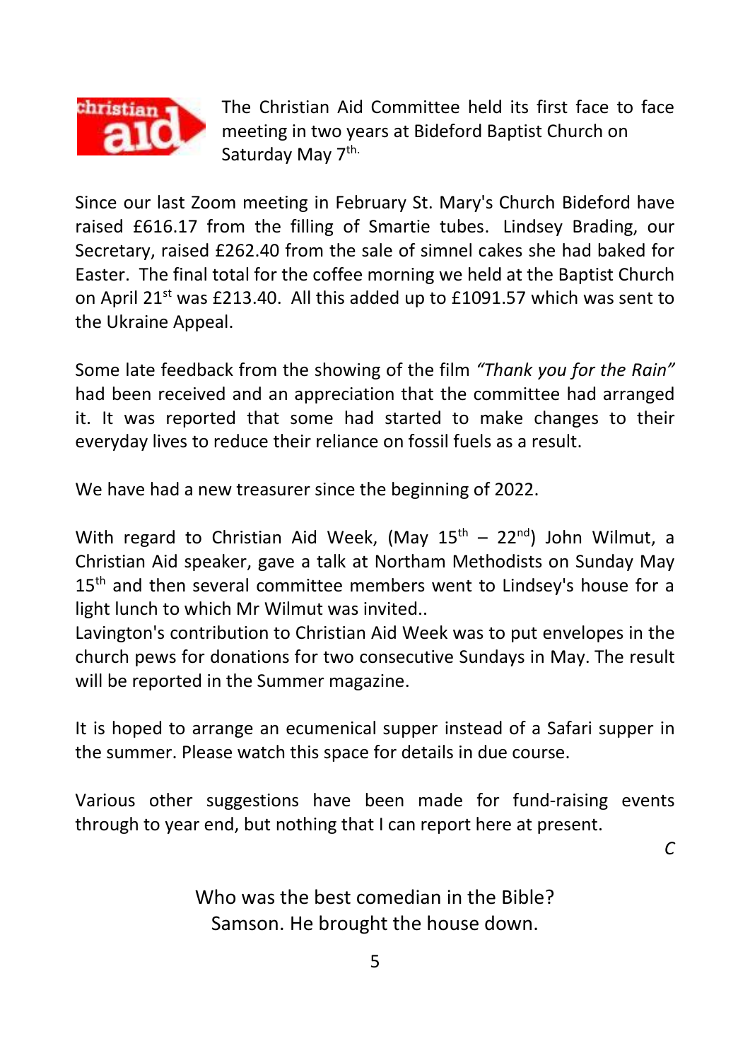The Christian Aid Committee held its first face to face meeting in two years at Bideford Baptist Church on Saturday May 7th.

Since our last Zoom meeting in February St. Mary's Church Bideford have raised £616.17 from the filling of Smartie tubes. Lindsey Brading, our Secretary, raised £262.40 from the sale of simnel cakes she had baked for Easter. The final total for the coffee morning we held at the Baptist Church on April 21st was £213.40. All this added up to £1091.57 which was sent to the Ukraine Appeal.

Some late feedback from the showing of the film *"Thank you for the Rain"* had been received and an appreciation that the committee had arranged it. It was reported that some had started to make changes to their everyday lives to reduce their reliance on fossil fuels as a result.

We have had a new treasurer since the beginning of 2022.

With regard to Christian Aid Week, (May 15th – 22nd) John Wilmut, a Christian Aid speaker, gave a talk at Northam Methodists on Sunday May 15th and then several committee members went to Lindsey's house for a light lunch to which Mr Wilmut was invited..
Lavington's contribution to Christian Aid Week was to put envelopes in the church pews for donations for two consecutive Sundays in May. The result will be reported in the Summer magazine.

It is hoped to arrange an ecumenical supper instead of a Safari supper in the summer. Please watch this space for details in due course.

Various other suggestions have been made for fund-raising events through to year end, but nothing that I can report here at present.

*C*

Who was the best comedian in the Bible?
Samson. He brought the house down.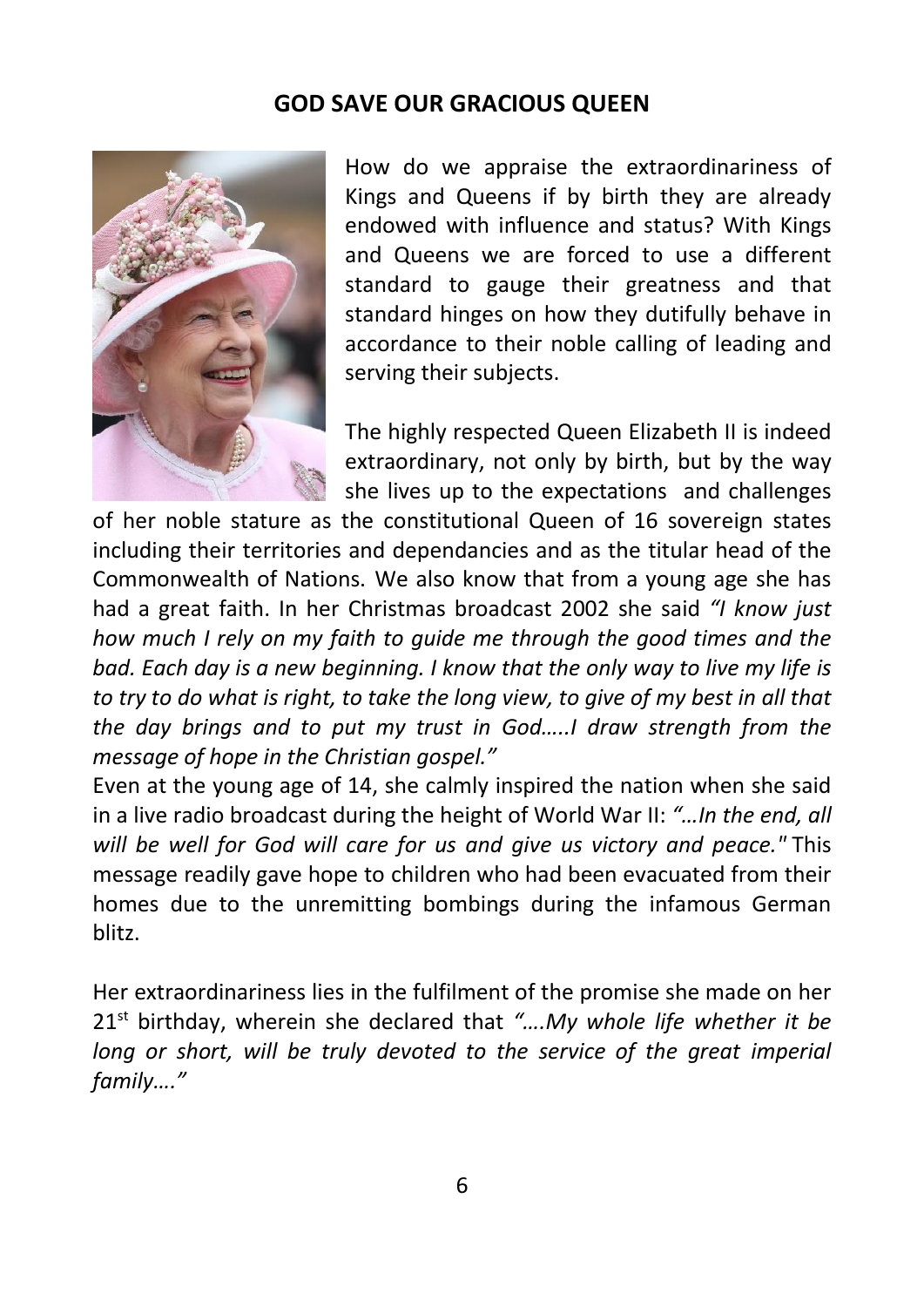## GOD SAVE OUR GRACIOUS QUEEN

How do we appraise the extraordinariness of Kings and Queens if by birth they are already endowed with influence and status? With Kings and Queens we are forced to use a different standard to gauge their greatness and that standard hinges on how they dutifully behave in accordance to their noble calling of leading and serving their subjects.

The highly respected Queen Elizabeth II is indeed extraordinary, not only by birth, but by the way she lives up to the expectations and challenges of her noble stature as the constitutional Queen of 16 sovereign states including their territories and dependancies and as the titular head of the Commonwealth of Nations. We also know that from a young age she has had a great faith. In her Christmas broadcast 2002 she said *"I know just how much I rely on my faith to guide me through the good times and the bad. Each day is a new beginning. I know that the only way to live my life is to try to do what is right, to take the long view, to give of my best in all that the day brings and to put my trust in God…..I draw strength from the message of hope in the Christian gospel."*

Even at the young age of 14, she calmly inspired the nation when she said in a live radio broadcast during the height of World War II: *"…In the end, all will be well for God will care for us and give us victory and peace."* This message readily gave hope to children who had been evacuated from their homes due to the unremitting bombings during the infamous German blitz.

Her extraordinariness lies in the fulfilment of the promise she made on her 21st birthday, wherein she declared that *"….My whole life whether it be long or short, will be truly devoted to the service of the great imperial family…."*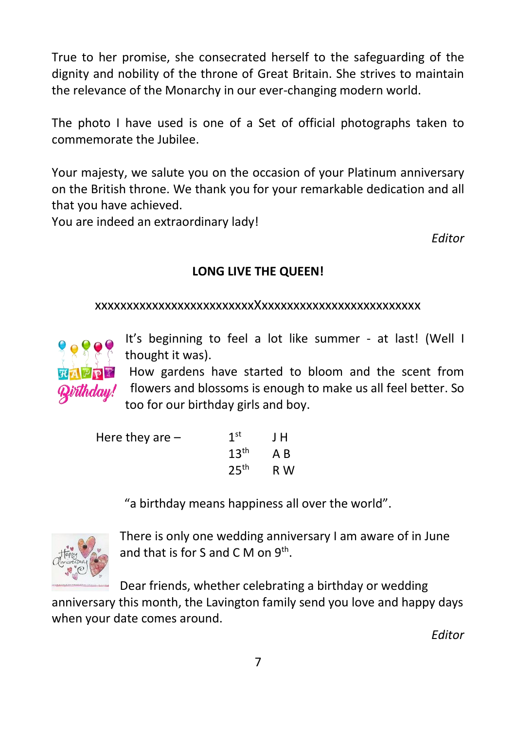True to her promise, she consecrated herself to the safeguarding of the dignity and nobility of the throne of Great Britain. She strives to maintain the relevance of the Monarchy in our ever-changing modern world.

The photo I have used is one of a Set of official photographs taken to commemorate the Jubilee.

Your majesty, we salute you on the occasion of your Platinum anniversary on the British throne. We thank you for your remarkable dedication and all that you have achieved.
You are indeed an extraordinary lady!

*Editor*

**LONG LIVE THE QUEEN!**

xxxxxxxxxxxxxxxxxxxxxxxxxxXxxxxxxxxxxxxxxxxxxxxxxxxxx

It's beginning to feel a lot like summer - at last! (Well I thought it was).
How gardens have started to bloom and the scent from flowers and blossoms is enough to make us all feel better. So too for our birthday girls and boy.

| Here they are – | 1st | J H |
|---|---|---|
| | 13th | A B |
| | 25th | R W |

"a birthday means happiness all over the world".

There is only one wedding anniversary I am aware of in June and that is for S and C M on 9th.

Dear friends, whether celebrating a birthday or wedding anniversary this month, the Lavington family send you love and happy days when your date comes around.

*Editor*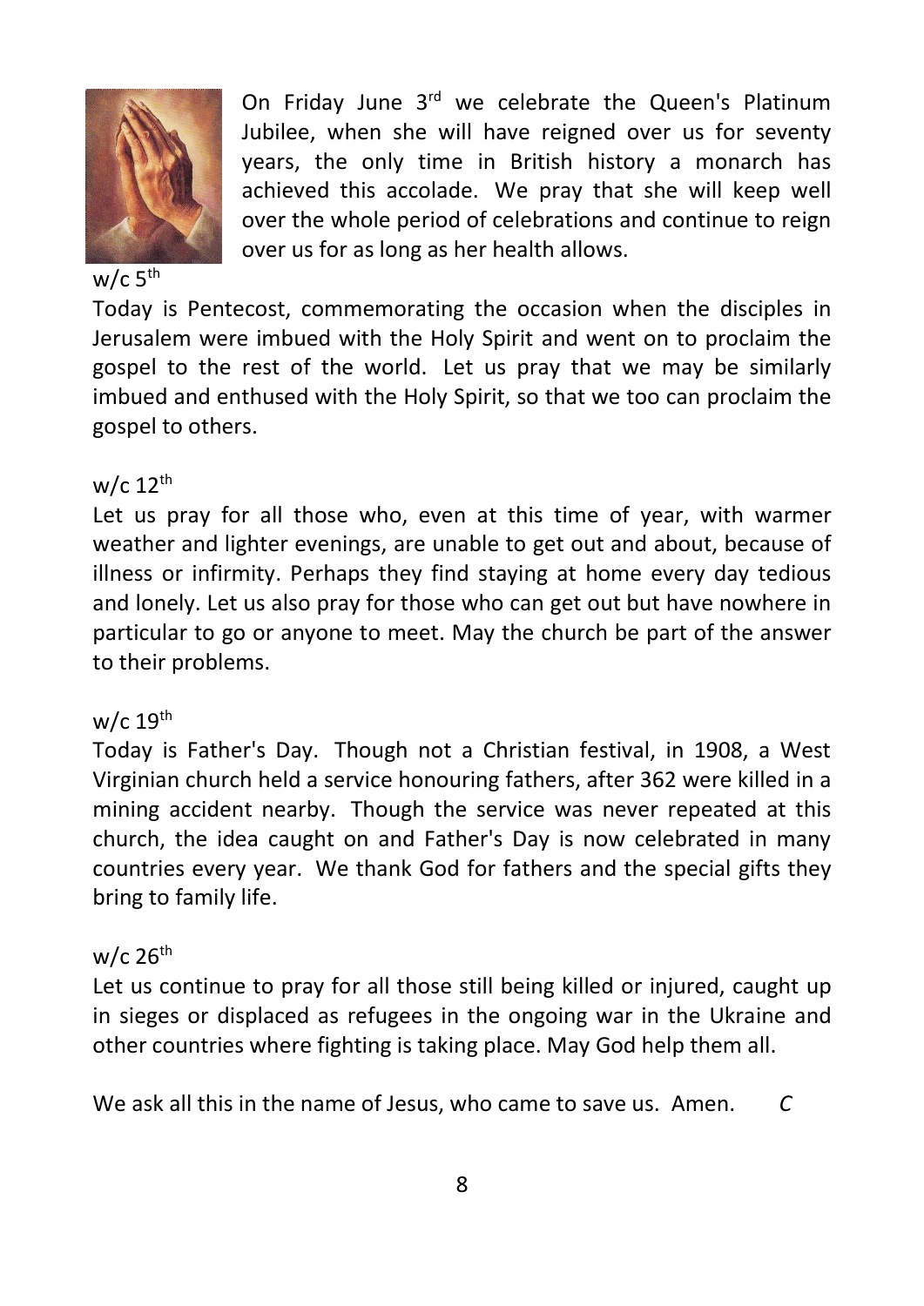On Friday June 3rd we celebrate the Queen's Platinum Jubilee, when she will have reigned over us for seventy years, the only time in British history a monarch has achieved this accolade. We pray that she will keep well over the whole period of celebrations and continue to reign over us for as long as her health allows.

w/c 5th

Today is Pentecost, commemorating the occasion when the disciples in Jerusalem were imbued with the Holy Spirit and went on to proclaim the gospel to the rest of the world. Let us pray that we may be similarly imbued and enthused with the Holy Spirit, so that we too can proclaim the gospel to others.

w/c 12th

Let us pray for all those who, even at this time of year, with warmer weather and lighter evenings, are unable to get out and about, because of illness or infirmity. Perhaps they find staying at home every day tedious and lonely. Let us also pray for those who can get out but have nowhere in particular to go or anyone to meet. May the church be part of the answer to their problems.

w/c 19th

Today is Father's Day. Though not a Christian festival, in 1908, a West Virginian church held a service honouring fathers, after 362 were killed in a mining accident nearby. Though the service was never repeated at this church, the idea caught on and Father's Day is now celebrated in many countries every year. We thank God for fathers and the special gifts they bring to family life.

w/c 26th

Let us continue to pray for all those still being killed or injured, caught up in sieges or displaced as refugees in the ongoing war in the Ukraine and other countries where fighting is taking place. May God help them all.

We ask all this in the name of Jesus, who came to save us. Amen. *C*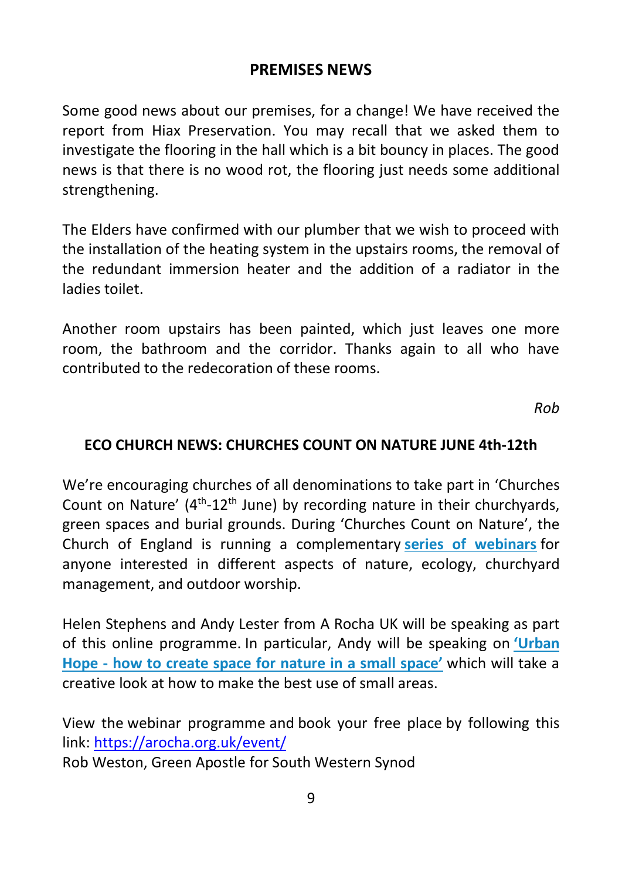## PREMISES NEWS

Some good news about our premises, for a change! We have received the report from Hiax Preservation. You may recall that we asked them to investigate the flooring in the hall which is a bit bouncy in places. The good news is that there is no wood rot, the flooring just needs some additional strengthening.

The Elders have confirmed with our plumber that we wish to proceed with the installation of the heating system in the upstairs rooms, the removal of the redundant immersion heater and the addition of a radiator in the ladies toilet.

Another room upstairs has been painted, which just leaves one more room, the bathroom and the corridor. Thanks again to all who have contributed to the redecoration of these rooms.

*Rob*

## ECO CHURCH NEWS: CHURCHES COUNT ON NATURE JUNE 4th-12th

We're encouraging churches of all denominations to take part in 'Churches Count on Nature' (4th-12th June) by recording nature in their churchyards, green spaces and burial grounds. During 'Churches Count on Nature', the Church of England is running a complementary **series of webinars** for anyone interested in different aspects of nature, ecology, churchyard management, and outdoor worship.

Helen Stephens and Andy Lester from A Rocha UK will be speaking as part of this online programme. In particular, Andy will be speaking on **'Urban Hope - how to create space for nature in a small space'** which will take a creative look at how to make the best use of small areas.

View the webinar programme and book your free place by following this link: https://arocha.org.uk/event/
Rob Weston, Green Apostle for South Western Synod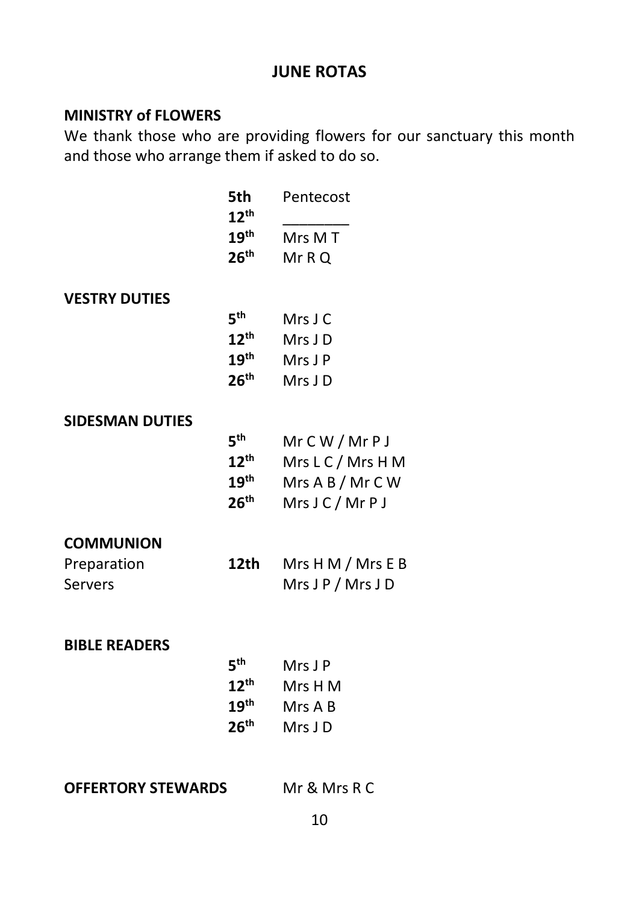## JUNE ROTAS

### MINISTRY of FLOWERS

We thank those who are providing flowers for our sanctuary this month and those who arrange them if asked to do so.

| | |
|---|---|
| **5th** | Pentecost |
| **12th** | ________ |
| **19th** | Mrs M T |
| **26th** | Mr R Q |

### VESTRY DUTIES

| | |
|---|---|
| **5th** | Mrs J C |
| **12th** | Mrs J D |
| **19th** | Mrs J P |
| **26th** | Mrs J D |

### SIDESMAN DUTIES

| | |
|---|---|
| **5th** | Mr C W / Mr P J |
| **12th** | Mrs L C / Mrs H M |
| **19th** | Mrs A B / Mr C W |
| **26th** | Mrs J C / Mr P J |

### COMMUNION

| | | |
|---|---|---|
| Preparation | **12th** | Mrs H M / Mrs E B |
| Servers | | Mrs J P / Mrs J D |

### BIBLE READERS

| | |
|---|---|
| **5th** | Mrs J P |
| **12th** | Mrs H M |
| **19th** | Mrs A B |
| **26th** | Mrs J D |

**OFFERTORY STEWARDS** Mr & Mrs R C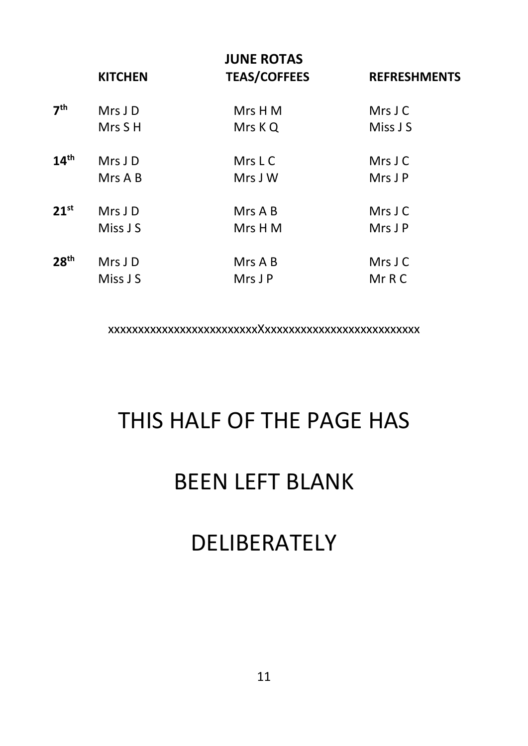## JUNE ROTAS

| | KITCHEN | TEAS/COFFEES | REFRESHMENTS |
|---|---|---|---|
| **7th** | Mrs J D | Mrs H M | Mrs J C |
| | Mrs S H | Mrs K Q | Miss J S |
| **14th** | Mrs J D | Mrs L C | Mrs J C |
| | Mrs A B | Mrs J W | Mrs J P |
| **21st** | Mrs J D | Mrs A B | Mrs J C |
| | Miss J S | Mrs H M | Mrs J P |
| **28th** | Mrs J D | Mrs A B | Mrs J C |
| | Miss J S | Mrs J P | Mr R C |

xxxxxxxxxxxxxxxxxxxxxxxxxxXxxxxxxxxxxxxxxxxxxxxxxxxxxx

THIS HALF OF THE PAGE HAS

BEEN LEFT BLANK

DELIBERATELY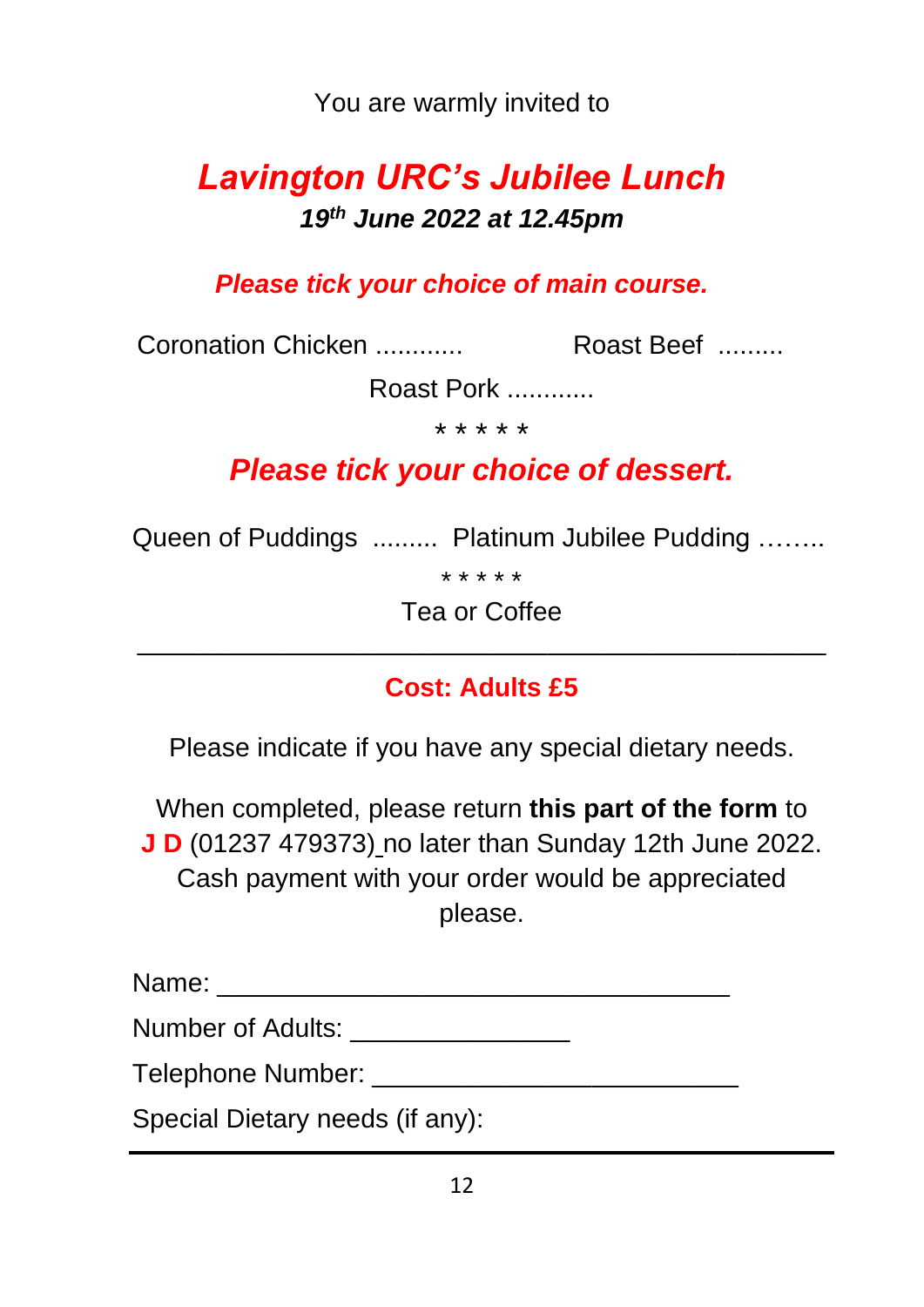You are warmly invited to

# *Lavington URC's Jubilee Lunch*

***19th June 2022 at 12.45pm***

***Please tick your choice of main course.***

Coronation Chicken ............ Roast Beef .........

Roast Pork ............

\* \* \* \* \*

## *Please tick your choice of dessert.*

Queen of Puddings ......... Platinum Jubilee Pudding ……..

\* \* \* \* \*

Tea or Coffee

---

**Cost: Adults £5**

Please indicate if you have any special dietary needs.

When completed, please return **this part of the form** to **J D** (01237 479373) no later than Sunday 12th June 2022. Cash payment with your order would be appreciated please.

Name: ___________________________________

Number of Adults: _______________

Telephone Number: _________________________

Special Dietary needs (if any):

---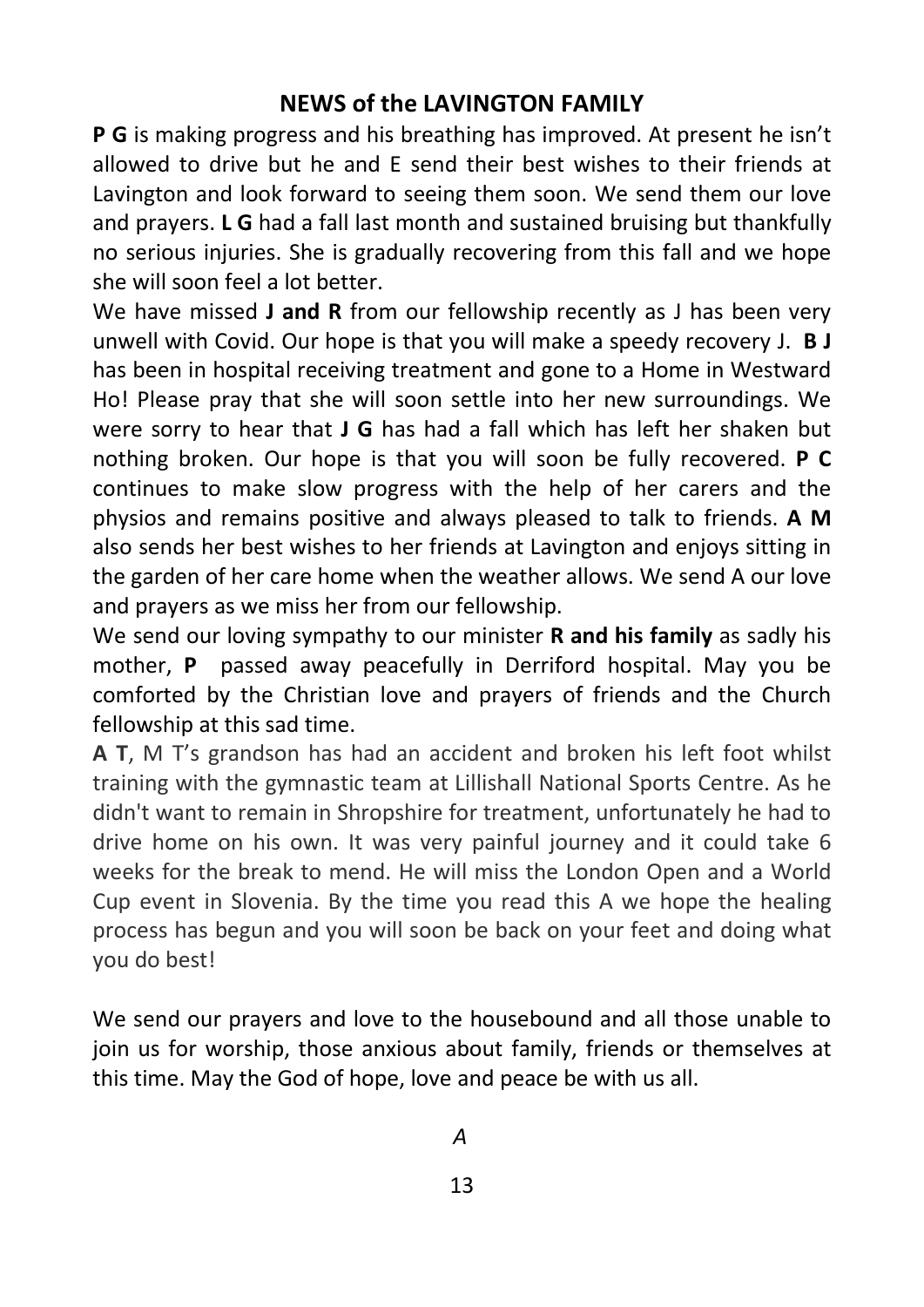## NEWS of the LAVINGTON FAMILY

**P G** is making progress and his breathing has improved. At present he isn't allowed to drive but he and E send their best wishes to their friends at Lavington and look forward to seeing them soon. We send them our love and prayers. **L G** had a fall last month and sustained bruising but thankfully no serious injuries. She is gradually recovering from this fall and we hope she will soon feel a lot better.

We have missed **J and R** from our fellowship recently as J has been very unwell with Covid. Our hope is that you will make a speedy recovery J. **B J** has been in hospital receiving treatment and gone to a Home in Westward Ho! Please pray that she will soon settle into her new surroundings. We were sorry to hear that **J G** has had a fall which has left her shaken but nothing broken. Our hope is that you will soon be fully recovered. **P C** continues to make slow progress with the help of her carers and the physios and remains positive and always pleased to talk to friends. **A M** also sends her best wishes to her friends at Lavington and enjoys sitting in the garden of her care home when the weather allows. We send A our love and prayers as we miss her from our fellowship.

We send our loving sympathy to our minister **R and his family** as sadly his mother, **P** passed away peacefully in Derriford hospital. May you be comforted by the Christian love and prayers of friends and the Church fellowship at this sad time.

**A T**, M T's grandson has had an accident and broken his left foot whilst training with the gymnastic team at Lillishall National Sports Centre. As he didn't want to remain in Shropshire for treatment, unfortunately he had to drive home on his own. It was very painful journey and it could take 6 weeks for the break to mend. He will miss the London Open and a World Cup event in Slovenia. By the time you read this A we hope the healing process has begun and you will soon be back on your feet and doing what you do best!

We send our prayers and love to the housebound and all those unable to join us for worship, those anxious about family, friends or themselves at this time. May the God of hope, love and peace be with us all.

*A*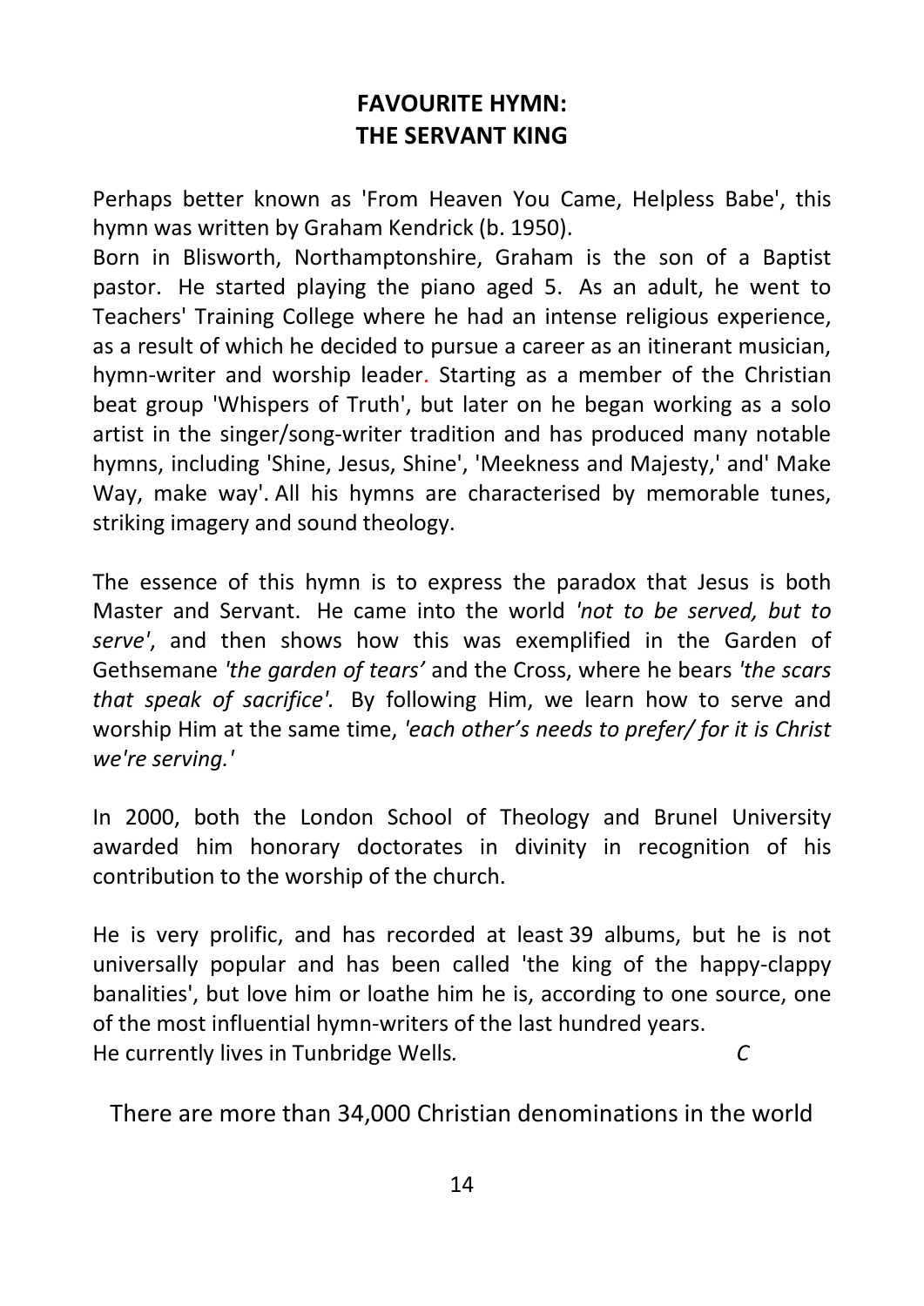## FAVOURITE HYMN: THE SERVANT KING

Perhaps better known as 'From Heaven You Came, Helpless Babe', this hymn was written by Graham Kendrick (b. 1950).
Born in Blisworth, Northamptonshire, Graham is the son of a Baptist pastor. He started playing the piano aged 5. As an adult, he went to Teachers' Training College where he had an intense religious experience, as a result of which he decided to pursue a career as an itinerant musician, hymn-writer and worship leader. Starting as a member of the Christian beat group 'Whispers of Truth', but later on he began working as a solo artist in the singer/song-writer tradition and has produced many notable hymns, including 'Shine, Jesus, Shine', 'Meekness and Majesty,' and' Make Way, make way'. All his hymns are characterised by memorable tunes, striking imagery and sound theology.

The essence of this hymn is to express the paradox that Jesus is both Master and Servant. He came into the world *'not to be served, but to serve'*, and then shows how this was exemplified in the Garden of Gethsemane *'the garden of tears'* and the Cross, where he bears *'the scars that speak of sacrifice'.* By following Him, we learn how to serve and worship Him at the same time, *'each other's needs to prefer/ for it is Christ we're serving.'*

In 2000, both the London School of Theology and Brunel University awarded him honorary doctorates in divinity in recognition of his contribution to the worship of the church.

He is very prolific, and has recorded at least 39 albums, but he is not universally popular and has been called 'the king of the happy-clappy banalities', but love him or loathe him he is, according to one source, one of the most influential hymn-writers of the last hundred years.
He currently lives in Tunbridge Wells. *C*

There are more than 34,000 Christian denominations in the world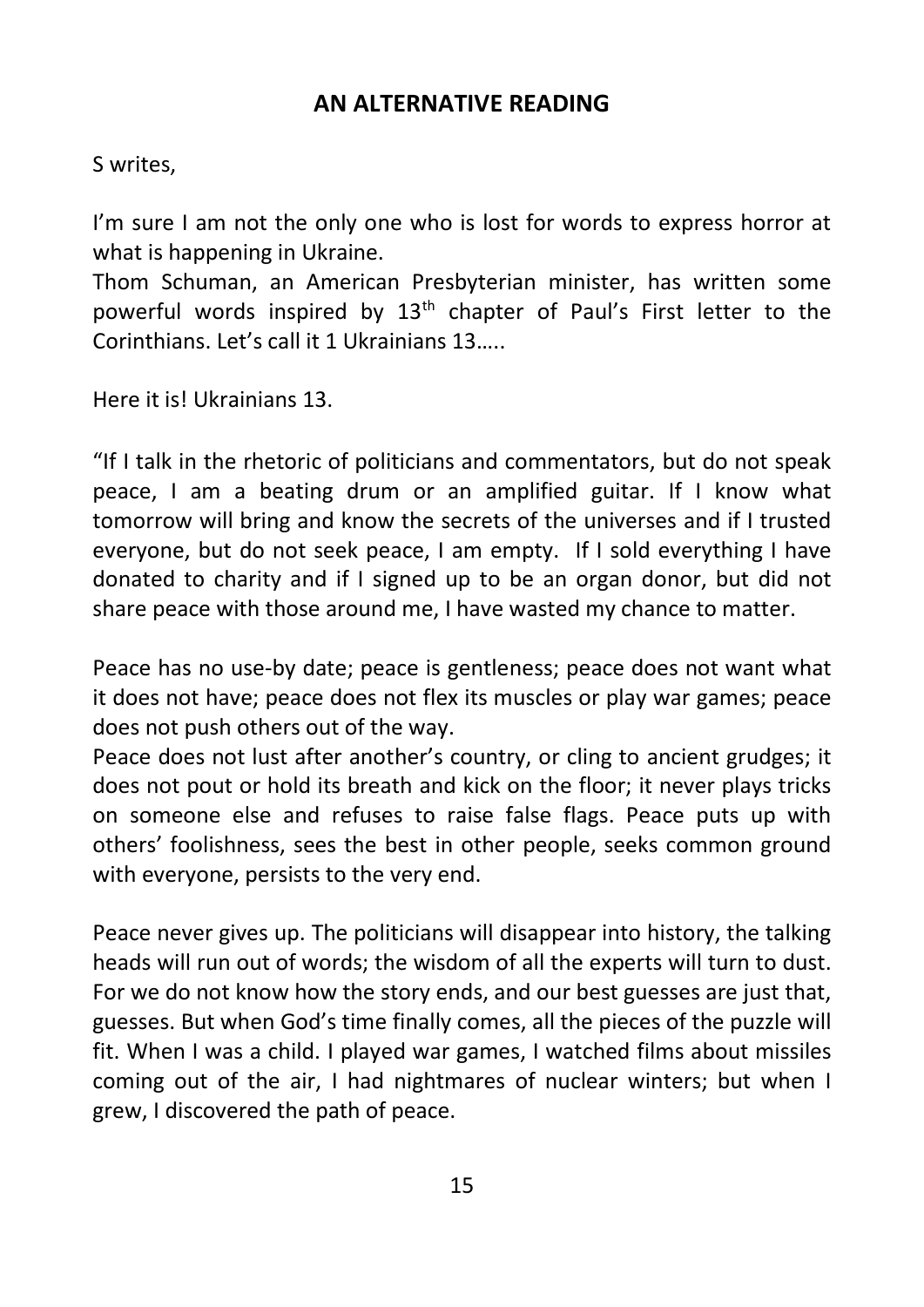## AN ALTERNATIVE READING

S writes,

I'm sure I am not the only one who is lost for words to express horror at what is happening in Ukraine.
Thom Schuman, an American Presbyterian minister, has written some powerful words inspired by 13th chapter of Paul's First letter to the Corinthians. Let's call it 1 Ukrainians 13…..

Here it is! Ukrainians 13.

"If I talk in the rhetoric of politicians and commentators, but do not speak peace, I am a beating drum or an amplified guitar. If I know what tomorrow will bring and know the secrets of the universes and if I trusted everyone, but do not seek peace, I am empty. If I sold everything I have donated to charity and if I signed up to be an organ donor, but did not share peace with those around me, I have wasted my chance to matter.

Peace has no use-by date; peace is gentleness; peace does not want what it does not have; peace does not flex its muscles or play war games; peace does not push others out of the way.
Peace does not lust after another's country, or cling to ancient grudges; it does not pout or hold its breath and kick on the floor; it never plays tricks on someone else and refuses to raise false flags. Peace puts up with others' foolishness, sees the best in other people, seeks common ground with everyone, persists to the very end.

Peace never gives up. The politicians will disappear into history, the talking heads will run out of words; the wisdom of all the experts will turn to dust. For we do not know how the story ends, and our best guesses are just that, guesses. But when God's time finally comes, all the pieces of the puzzle will fit. When I was a child. I played war games, I watched films about missiles coming out of the air, I had nightmares of nuclear winters; but when I grew, I discovered the path of peace.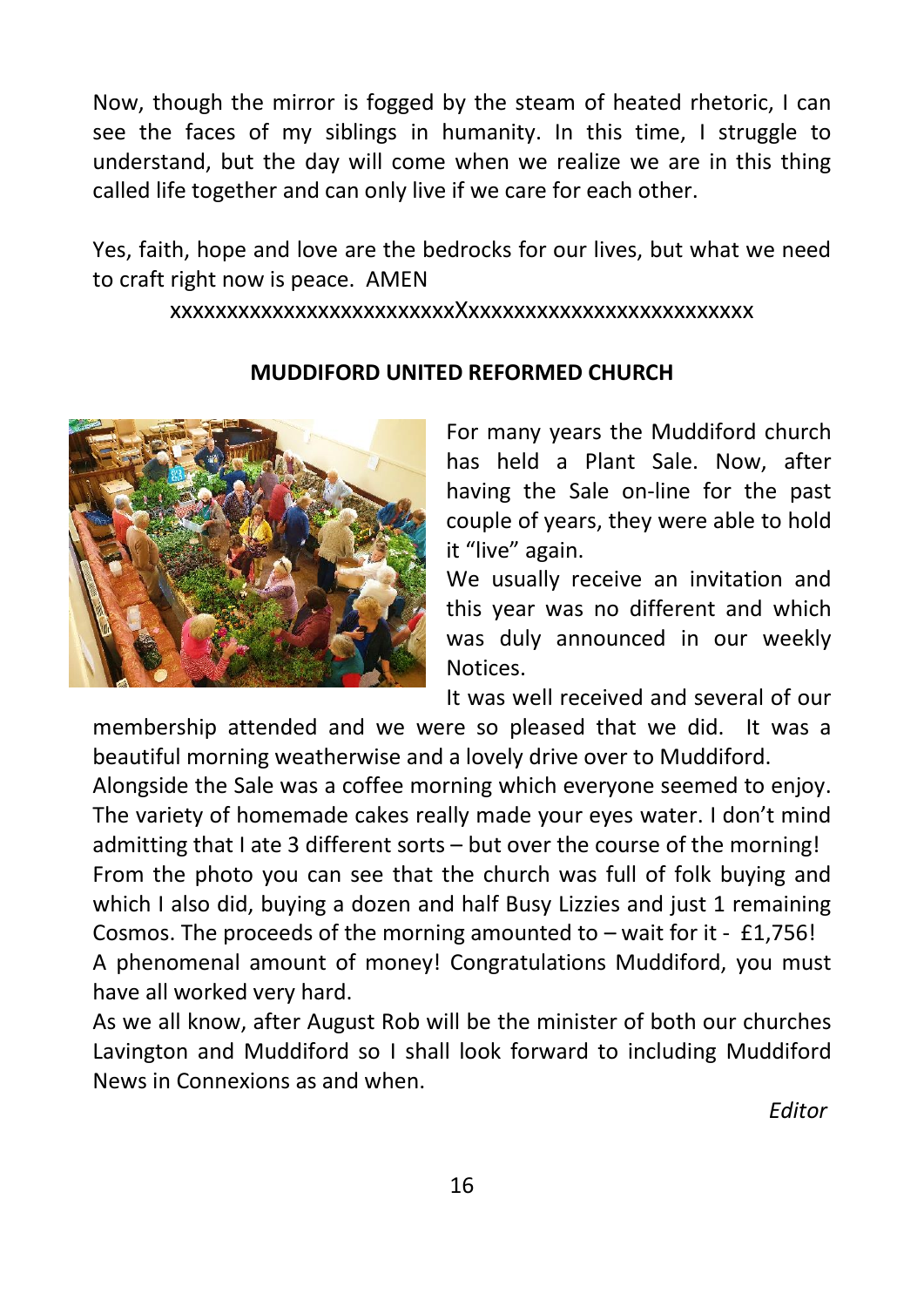Now, though the mirror is fogged by the steam of heated rhetoric, I can see the faces of my siblings in humanity. In this time, I struggle to understand, but the day will come when we realize we are in this thing called life together and can only live if we care for each other.

Yes, faith, hope and love are the bedrocks for our lives, but what we need to craft right now is peace. AMEN

xxxxxxxxxxxxxxxxxxxxxxxxxXxxxxxxxxxxxxxxxxxxxxxxxxx

**MUDDIFORD UNITED REFORMED CHURCH**

For many years the Muddiford church has held a Plant Sale. Now, after having the Sale on-line for the past couple of years, they were able to hold it "live" again.

We usually receive an invitation and this year was no different and which was duly announced in our weekly Notices.

It was well received and several of our membership attended and we were so pleased that we did. It was a beautiful morning weatherwise and a lovely drive over to Muddiford.

Alongside the Sale was a coffee morning which everyone seemed to enjoy. The variety of homemade cakes really made your eyes water. I don't mind admitting that I ate 3 different sorts – but over the course of the morning!

From the photo you can see that the church was full of folk buying and which I also did, buying a dozen and half Busy Lizzies and just 1 remaining Cosmos. The proceeds of the morning amounted to – wait for it - £1,756!

A phenomenal amount of money! Congratulations Muddiford, you must have all worked very hard.

As we all know, after August Rob will be the minister of both our churches Lavington and Muddiford so I shall look forward to including Muddiford News in Connexions as and when.

*Editor*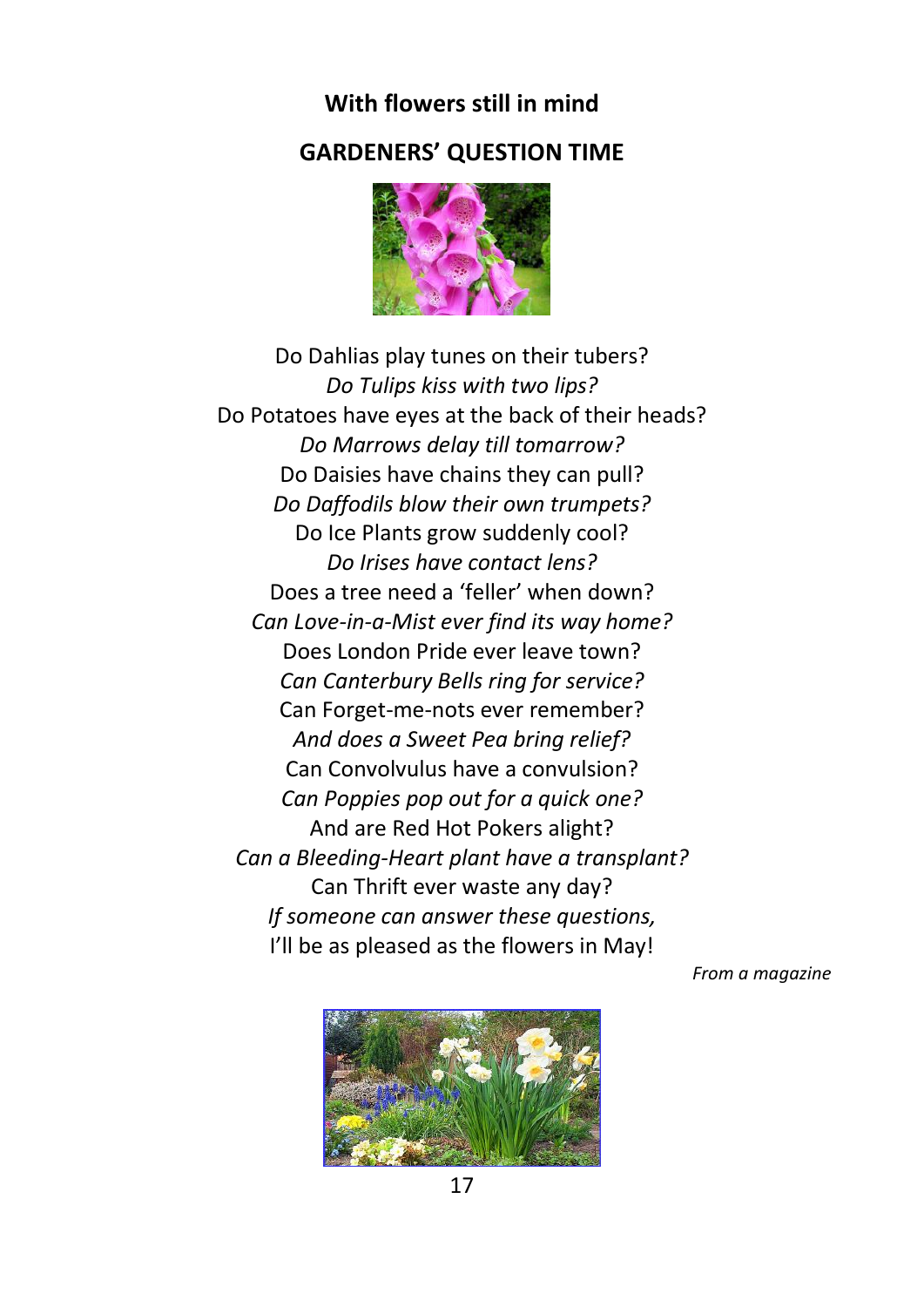**With flowers still in mind**

## GARDENERS' QUESTION TIME

Do Dahlias play tunes on their tubers?
*Do Tulips kiss with two lips?*
Do Potatoes have eyes at the back of their heads?
*Do Marrows delay till tomarrow?*
Do Daisies have chains they can pull?
*Do Daffodils blow their own trumpets?*
Do Ice Plants grow suddenly cool?
*Do Irises have contact lens?*
Does a tree need a 'feller' when down?
*Can Love-in-a-Mist ever find its way home?*
Does London Pride ever leave town?
*Can Canterbury Bells ring for service?*
Can Forget-me-nots ever remember?
*And does a Sweet Pea bring relief?*
Can Convolvulus have a convulsion?
*Can Poppies pop out for a quick one?*
And are Red Hot Pokers alight?
*Can a Bleeding-Heart plant have a transplant?*
Can Thrift ever waste any day?
*If someone can answer these questions,*
I'll be as pleased as the flowers in May!

*From a magazine*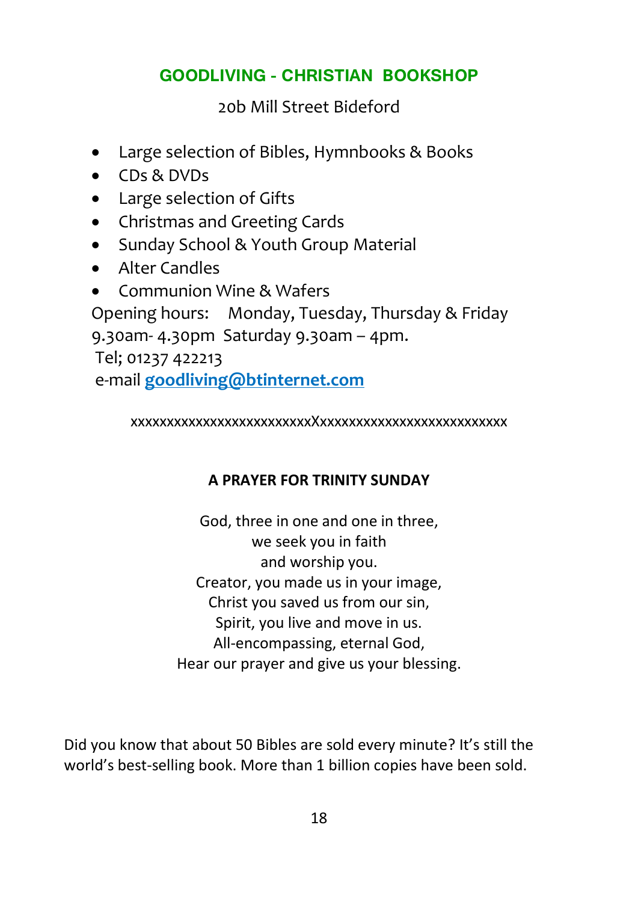## GOODLIVING - CHRISTIAN BOOKSHOP

20b Mill Street Bideford

- Large selection of Bibles, Hymnbooks & Books
- CDs & DVDs
- Large selection of Gifts
- Christmas and Greeting Cards
- Sunday School & Youth Group Material
- Alter Candles
- Communion Wine & Wafers

Opening hours: Monday, Tuesday, Thursday & Friday 9.30am- 4.30pm Saturday 9.30am – 4pm.

Tel; 01237 422213

e-mail goodliving@btinternet.com

xxxxxxxxxxxxxxxxxxxxxxxxxXxxxxxxxxxxxxxxxxxxxxxxxxxxx

**A PRAYER FOR TRINITY SUNDAY**

God, three in one and one in three,
we seek you in faith
and worship you.
Creator, you made us in your image,
Christ you saved us from our sin,
Spirit, you live and move in us.
All-encompassing, eternal God,
Hear our prayer and give us your blessing.

Did you know that about 50 Bibles are sold every minute? It's still the world's best-selling book. More than 1 billion copies have been sold.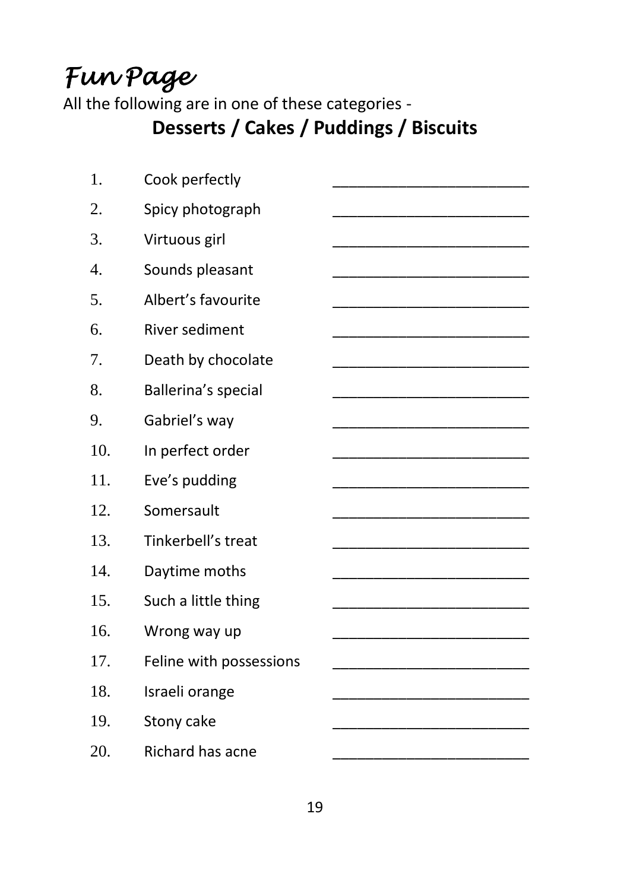# *Fun Page*

All the following are in one of these categories -

**Desserts / Cakes / Puddings / Biscuits**

1. Cook perfectly ________________________
2. Spicy photograph ________________________
3. Virtuous girl ________________________
4. Sounds pleasant ________________________
5. Albert’s favourite ________________________
6. River sediment ________________________
7. Death by chocolate ________________________
8. Ballerina’s special ________________________
9. Gabriel’s way ________________________
10. In perfect order ________________________
11. Eve’s pudding ________________________
12. Somersault ________________________
13. Tinkerbell’s treat ________________________
14. Daytime moths ________________________
15. Such a little thing ________________________
16. Wrong way up ________________________
17. Feline with possessions ________________________
18. Israeli orange ________________________
19. Stony cake ________________________
20. Richard has acne ________________________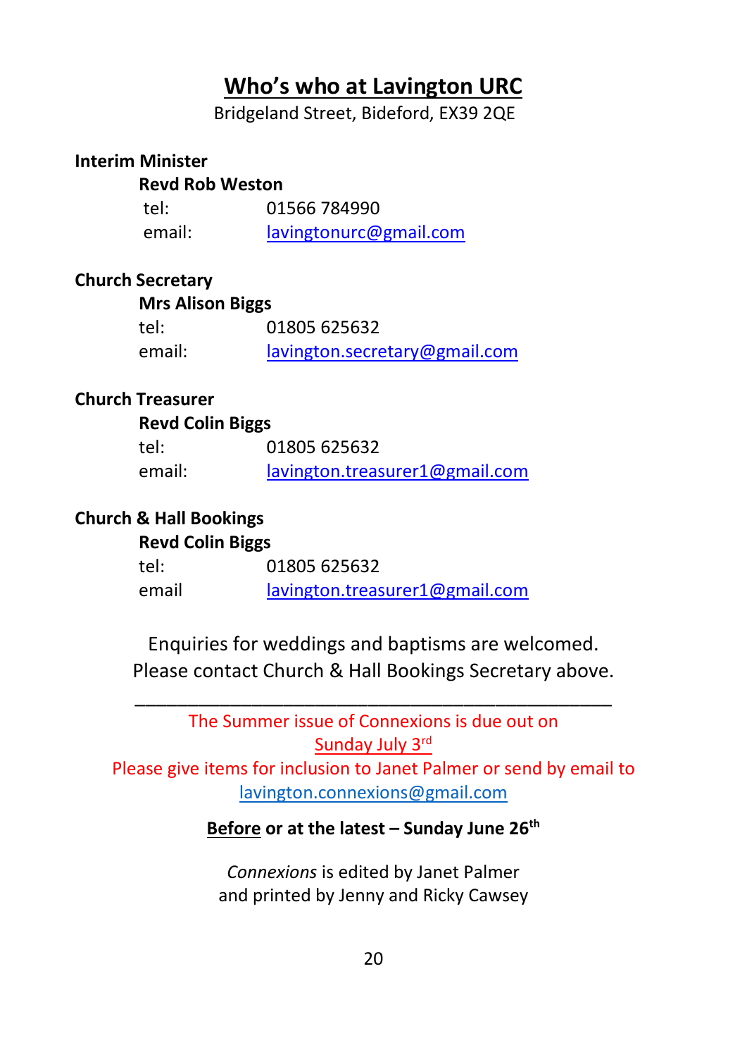# Who's who at Lavington URC

Bridgeland Street, Bideford, EX39 2QE

**Interim Minister**

**Revd Rob Weston**

tel: 01566 784990

email: lavingtonurc@gmail.com

**Church Secretary**

**Mrs Alison Biggs**

tel: 01805 625632

email: lavington.secretary@gmail.com

**Church Treasurer**

**Revd Colin Biggs**

tel: 01805 625632

email: lavington.treasurer1@gmail.com

**Church & Hall Bookings**

**Revd Colin Biggs**

tel: 01805 625632

email lavington.treasurer1@gmail.com

Enquiries for weddings and baptisms are welcomed.
Please contact Church & Hall Bookings Secretary above.

---

The Summer issue of Connexions is due out on
Sunday July 3rd

Please give items for inclusion to Janet Palmer or send by email to
lavington.connexions@gmail.com

**Before or at the latest – Sunday June 26th**

*Connexions* is edited by Janet Palmer
and printed by Jenny and Ricky Cawsey